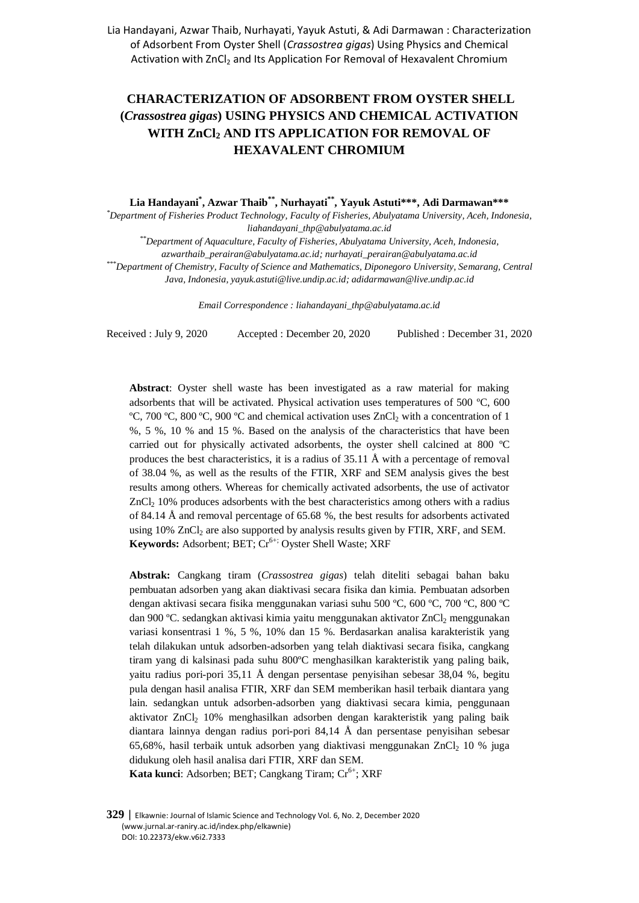# CHARACTERIZATION OF ADSORBENT FROM OYSTER SHELL (*Crassostrea gigas*) USING PHYSICS AND CHEMICAL ACTIVATION WITH $ZnCl_2$ AND ITS APPLICATION FOR REMOVAL OF HEXAVALENT CHROMIUM

**Lia Handayani[\*], Azwar Thaib[\*\*], Nurhayati[\*\*], Yayuk Astuti[\*\*\*], Adi Darmawan[\*\*\*]**

[\*] *Department of Fisheries Product Technology, Faculty of Fisheries, Abulyatama University, Aceh, Indonesia, liahandayani_thp@abulyatama.ac.id*

[\*\*] *Department of Aquaculture, Faculty of Fisheries, Abulyatama University, Aceh, Indonesia, azwarthaib_perairan@abulyatama.ac.id; nurhayati_perairan@abulyatama.ac.id*

[\*\*\*] *Department of Chemistry, Faculty of Science and Mathematics, Diponegoro University, Semarang, Central Java, Indonesia, yayuk.astuti@live.undip.ac.id; adidarmawan@live.undip.ac.id*

*Email Correspondence : liahandayani_thp@abulyatama.ac.id*

Received : July 9, 2020 Accepted : December 20, 2020 Published : December 31, 2020

**Abstract**: Oyster shell waste has been investigated as a raw material for making adsorbents that will be activated. Physical activation uses temperatures of 500 ºC, 600 ºC, 700 ºC, 800 ºC, 900 ºC and chemical activation uses $ZnCl_2$ with a concentration of 1 %, 5 %, 10 % and 15 %. Based on the analysis of the characteristics that have been carried out for physically activated adsorbents, the oyster shell calcined at 800 ºC produces the best characteristics, it is a radius of 35.11 Å with a percentage of removal of 38.04 %, as well as the results of the FTIR, XRF and SEM analysis gives the best results among others. Whereas for chemically activated adsorbents, the use of activator $ZnCl_2$ 10% produces adsorbents with the best characteristics among others with a radius of 84.14 Å and removal percentage of 65.68 %, the best results for adsorbents activated using 10% $ZnCl_2$ are also supported by analysis results given by FTIR, XRF, and SEM.
**Keywords:** Adsorbent; BET; $Cr^{6+}$; Oyster Shell Waste; XRF

**Abstrak:** Cangkang tiram (*Crassostrea gigas*) telah diteliti sebagai bahan baku pembuatan adsorben yang akan diaktivasi secara fisika dan kimia. Pembuatan adsorben dengan aktivasi secara fisika menggunakan variasi suhu 500 ºC, 600 ºC, 700 ºC, 800 ºC dan 900 ºC. sedangkan aktivasi kimia yaitu menggunakan aktivator $ZnCl_2$ menggunakan variasi konsentrasi 1 %, 5 %, 10% dan 15 %. Berdasarkan analisa karakteristik yang telah dilakukan untuk adsorben-adsorben yang telah diaktivasi secara fisika, cangkang tiram yang di kalsinasi pada suhu 800ºC menghasilkan karakteristik yang paling baik, yaitu radius pori-pori 35,11 Å dengan persentase penyisihan sebesar 38,04 %, begitu pula dengan hasil analisa FTIR, XRF dan SEM memberikan hasil terbaik diantara yang lain. sedangkan untuk adsorben-adsorben yang diaktivasi secara kimia, penggunaan aktivator $ZnCl_2$ 10% menghasilkan adsorben dengan karakteristik yang paling baik diantara lainnya dengan radius pori-pori 84,14 Å dan persentase penyisihan sebesar 65,68%, hasil terbaik untuk adsorben yang diaktivasi menggunakan $ZnCl_2$ 10 % juga didukung oleh hasil analisa dari FTIR, XRF dan SEM.
**Kata kunci**: Adsorben; BET; Cangkang Tiram; $Cr^{6+}$; XRF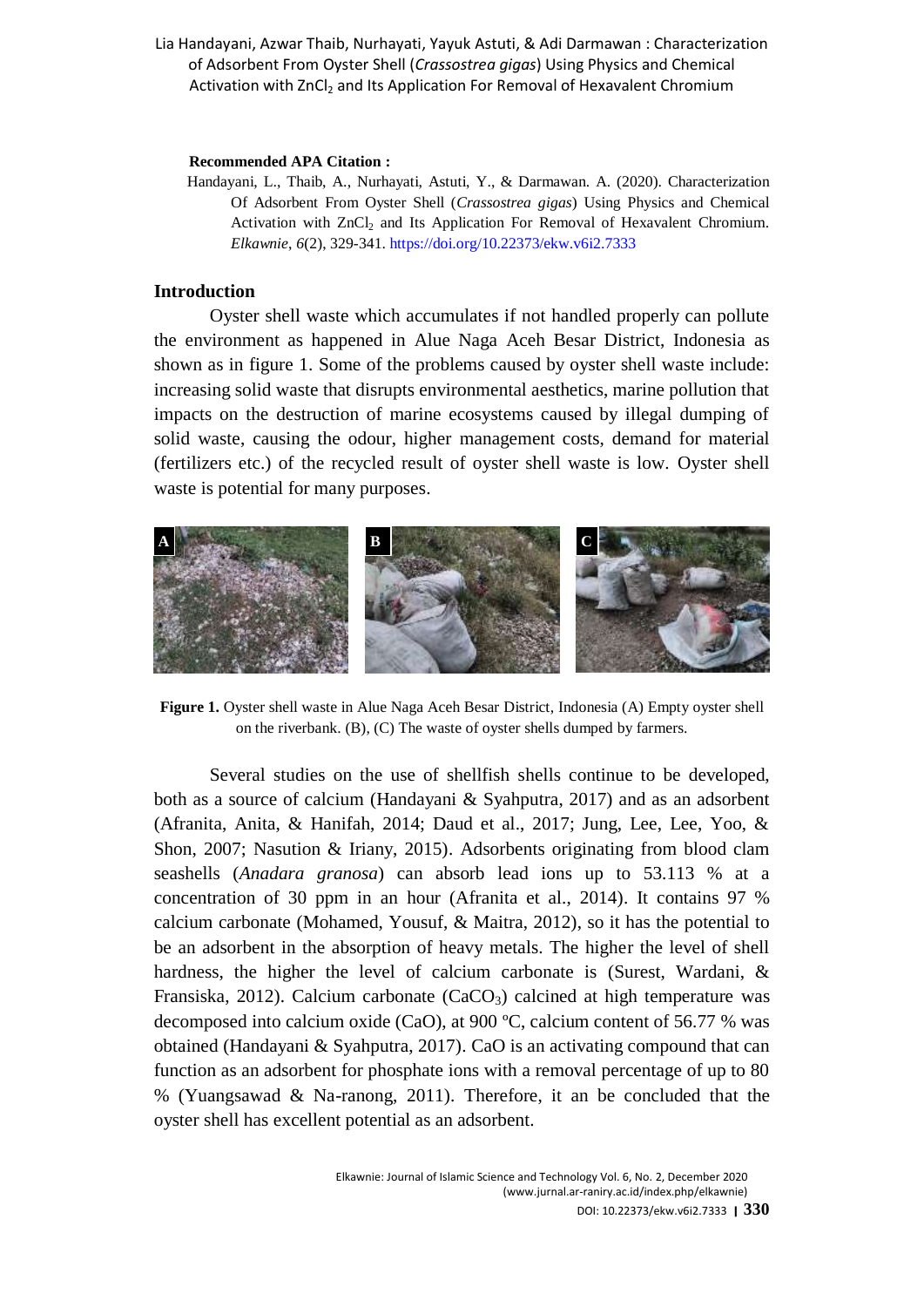**Recommended APA Citation :**

Handayani, L., Thaib, A., Nurhayati, Astuti, Y., & Darmawan. A. (2020). Characterization Of Adsorbent From Oyster Shell (*Crassostrea gigas*) Using Physics and Chemical Activation with $ZnCl_2$ and Its Application For Removal of Hexavalent Chromium. *Elkawnie*, *6*(2), 329-341. https://doi.org/10.22373/ekw.v6i2.7333

## Introduction

Oyster shell waste which accumulates if not handled properly can pollute the environment as happened in Alue Naga Aceh Besar District, Indonesia as shown as in figure 1. Some of the problems caused by oyster shell waste include: increasing solid waste that disrupts environmental aesthetics, marine pollution that impacts on the destruction of marine ecosystems caused by illegal dumping of solid waste, causing the odour, higher management costs, demand for material (fertilizers etc.) of the recycled result of oyster shell waste is low. Oyster shell waste is potential for many purposes.

A

B

C

**Figure 1.** Oyster shell waste in Alue Naga Aceh Besar District, Indonesia (A) Empty oyster shell on the riverbank. (B), (C) The waste of oyster shells dumped by farmers.

Several studies on the use of shellfish shells continue to be developed, both as a source of calcium (Handayani & Syahputra, 2017) and as an adsorbent (Afranita, Anita, & Hanifah, 2014; Daud et al., 2017; Jung, Lee, Lee, Yoo, & Shon, 2007; Nasution & Iriany, 2015). Adsorbents originating from blood clam seashells (*Anadara granosa*) can absorb lead ions up to 53.113 % at a concentration of 30 ppm in an hour (Afranita et al., 2014). It contains 97 % calcium carbonate (Mohamed, Yousuf, & Maitra, 2012), so it has the potential to be an adsorbent in the absorption of heavy metals. The higher the level of shell hardness, the higher the level of calcium carbonate is (Surest, Wardani, & Fransiska, 2012). Calcium carbonate ($CaCO_3$) calcined at high temperature was decomposed into calcium oxide (CaO), at 900 ºC, calcium content of 56.77 % was obtained (Handayani & Syahputra, 2017). CaO is an activating compound that can function as an adsorbent for phosphate ions with a removal percentage of up to 80 % (Yuangsawad & Na-ranong, 2011). Therefore, it an be concluded that the oyster shell has excellent potential as an adsorbent.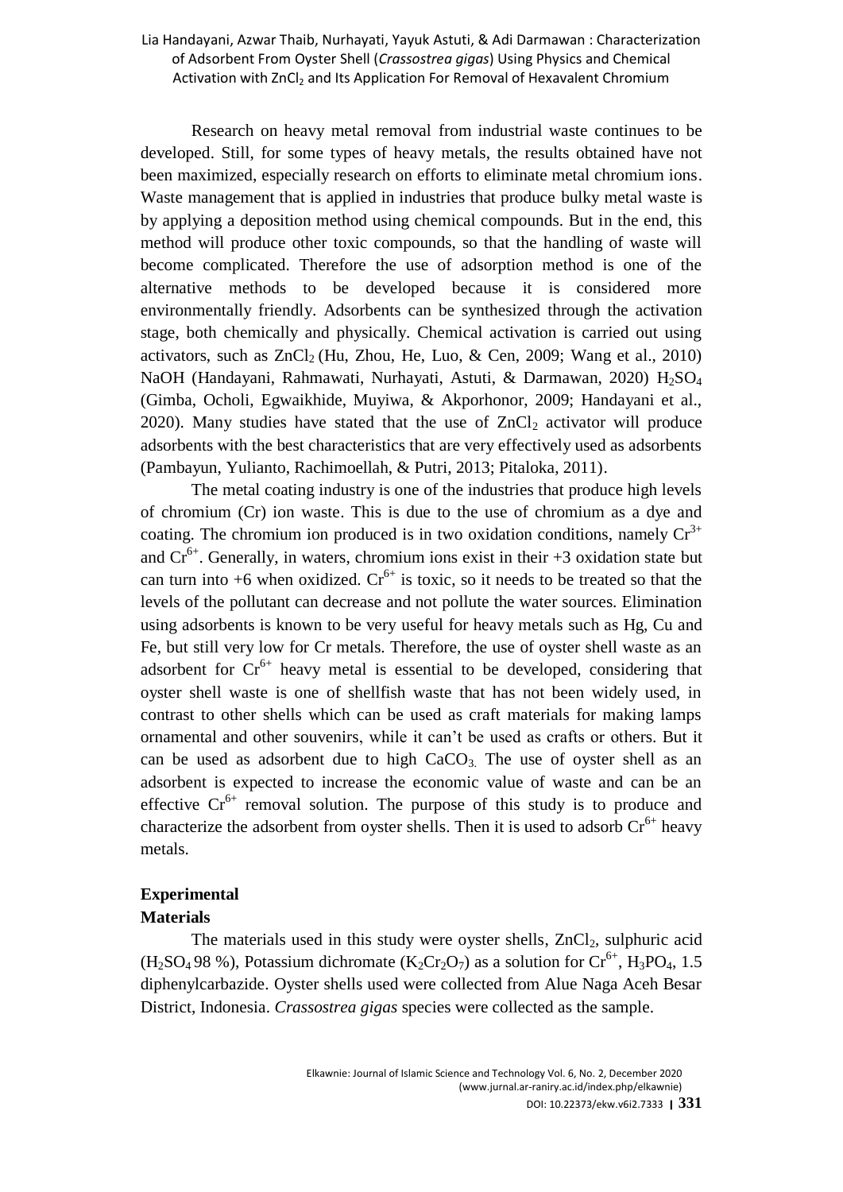Research on heavy metal removal from industrial waste continues to be developed. Still, for some types of heavy metals, the results obtained have not been maximized, especially research on efforts to eliminate metal chromium ions. Waste management that is applied in industries that produce bulky metal waste is by applying a deposition method using chemical compounds. But in the end, this method will produce other toxic compounds, so that the handling of waste will become complicated. Therefore the use of adsorption method is one of the alternative methods to be developed because it is considered more environmentally friendly. Adsorbents can be synthesized through the activation stage, both chemically and physically. Chemical activation is carried out using activators, such as $ZnCl_2$ (Hu, Zhou, He, Luo, & Cen, 2009; Wang et al., 2010) NaOH (Handayani, Rahmawati, Nurhayati, Astuti, & Darmawan, 2020) $H_2SO_4$ (Gimba, Ocholi, Egwaikhide, Muyiwa, & Akporhonor, 2009; Handayani et al., 2020). Many studies have stated that the use of $ZnCl_2$ activator will produce adsorbents with the best characteristics that are very effectively used as adsorbents (Pambayun, Yulianto, Rachimoellah, & Putri, 2013; Pitaloka, 2011).

The metal coating industry is one of the industries that produce high levels of chromium (Cr) ion waste. This is due to the use of chromium as a dye and coating. The chromium ion produced is in two oxidation conditions, namely $Cr^{3+}$ and $Cr^{6+}$. Generally, in waters, chromium ions exist in their +3 oxidation state but can turn into +6 when oxidized. $Cr^{6+}$ is toxic, so it needs to be treated so that the levels of the pollutant can decrease and not pollute the water sources. Elimination using adsorbents is known to be very useful for heavy metals such as Hg, Cu and Fe, but still very low for Cr metals. Therefore, the use of oyster shell waste as an adsorbent for $Cr^{6+}$ heavy metal is essential to be developed, considering that oyster shell waste is one of shellfish waste that has not been widely used, in contrast to other shells which can be used as craft materials for making lamps ornamental and other souvenirs, while it can't be used as crafts or others. But it can be used as adsorbent due to high $CaCO_3$. The use of oyster shell as an adsorbent is expected to increase the economic value of waste and can be an effective $Cr^{6+}$ removal solution. The purpose of this study is to produce and characterize the adsorbent from oyster shells. Then it is used to adsorb $Cr^{6+}$ heavy metals.

## Experimental

### Materials

The materials used in this study were oyster shells, $ZnCl_2$, sulphuric acid ($H_2SO_4$ 98 %), Potassium dichromate ($K_2Cr_2O_7$) as a solution for $Cr^{6+}$, $H_3PO_4$, 1.5 diphenylcarbazide. Oyster shells used were collected from Alue Naga Aceh Besar District, Indonesia. *Crassostrea gigas* species were collected as the sample.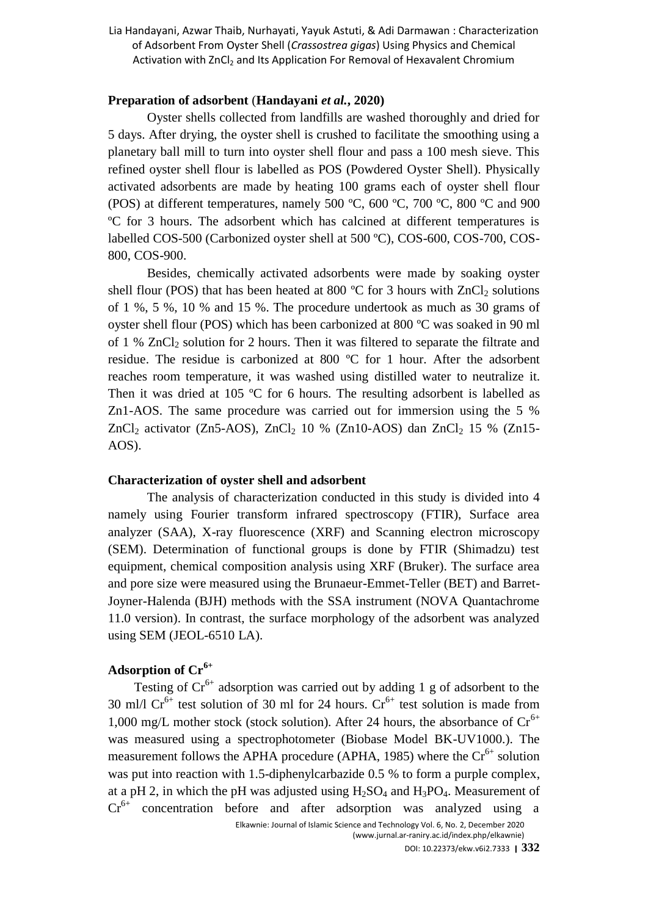**Preparation of adsorbent** (**Handayani *et al.*, 2020)**

Oyster shells collected from landfills are washed thoroughly and dried for 5 days. After drying, the oyster shell is crushed to facilitate the smoothing using a planetary ball mill to turn into oyster shell flour and pass a 100 mesh sieve. This refined oyster shell flour is labelled as POS (Powdered Oyster Shell). Physically activated adsorbents are made by heating 100 grams each of oyster shell flour (POS) at different temperatures, namely 500 ºC, 600 ºC, 700 ºC, 800 ºC and 900 ºC for 3 hours. The adsorbent which has calcined at different temperatures is labelled COS-500 (Carbonized oyster shell at 500 ºC), COS-600, COS-700, COS-800, COS-900.

Besides, chemically activated adsorbents were made by soaking oyster shell flour (POS) that has been heated at 800 ºC for 3 hours with $ZnCl_2$ solutions of 1 %, 5 %, 10 % and 15 %. The procedure undertook as much as 30 grams of oyster shell flour (POS) which has been carbonized at 800 ºC was soaked in 90 ml of 1 % $ZnCl_2$ solution for 2 hours. Then it was filtered to separate the filtrate and residue. The residue is carbonized at 800 ºC for 1 hour. After the adsorbent reaches room temperature, it was washed using distilled water to neutralize it. Then it was dried at 105 ºC for 6 hours. The resulting adsorbent is labelled as Zn1-AOS. The same procedure was carried out for immersion using the 5 % $ZnCl_2$ activator (Zn5-AOS), $ZnCl_2$ 10 % (Zn10-AOS) dan $ZnCl_2$ 15 % (Zn15-AOS).

**Characterization of oyster shell and adsorbent**

The analysis of characterization conducted in this study is divided into 4 namely using Fourier transform infrared spectroscopy (FTIR), Surface area analyzer (SAA), X-ray fluorescence (XRF) and Scanning electron microscopy (SEM). Determination of functional groups is done by FTIR (Shimadzu) test equipment, chemical composition analysis using XRF (Bruker). The surface area and pore size were measured using the Brunaeur-Emmet-Teller (BET) and Barret-Joyner-Halenda (BJH) methods with the SSA instrument (NOVA Quantachrome 11.0 version). In contrast, the surface morphology of the adsorbent was analyzed using SEM (JEOL-6510 LA).

**Adsorption of $Cr^{6+}$**

Testing of $Cr^{6+}$ adsorption was carried out by adding 1 g of adsorbent to the 30 ml/l $Cr^{6+}$ test solution of 30 ml for 24 hours. $Cr^{6+}$ test solution is made from 1,000 mg/L mother stock (stock solution). After 24 hours, the absorbance of $Cr^{6+}$ was measured using a spectrophotometer (Biobase Model BK-UV1000.). The measurement follows the APHA procedure (APHA, 1985) where the $Cr^{6+}$ solution was put into reaction with 1.5-diphenylcarbazide 0.5 % to form a purple complex, at a pH 2, in which the pH was adjusted using $H_2SO_4$ and $H_3PO_4$. Measurement of $Cr^{6+}$ concentration before and after adsorption was analyzed using a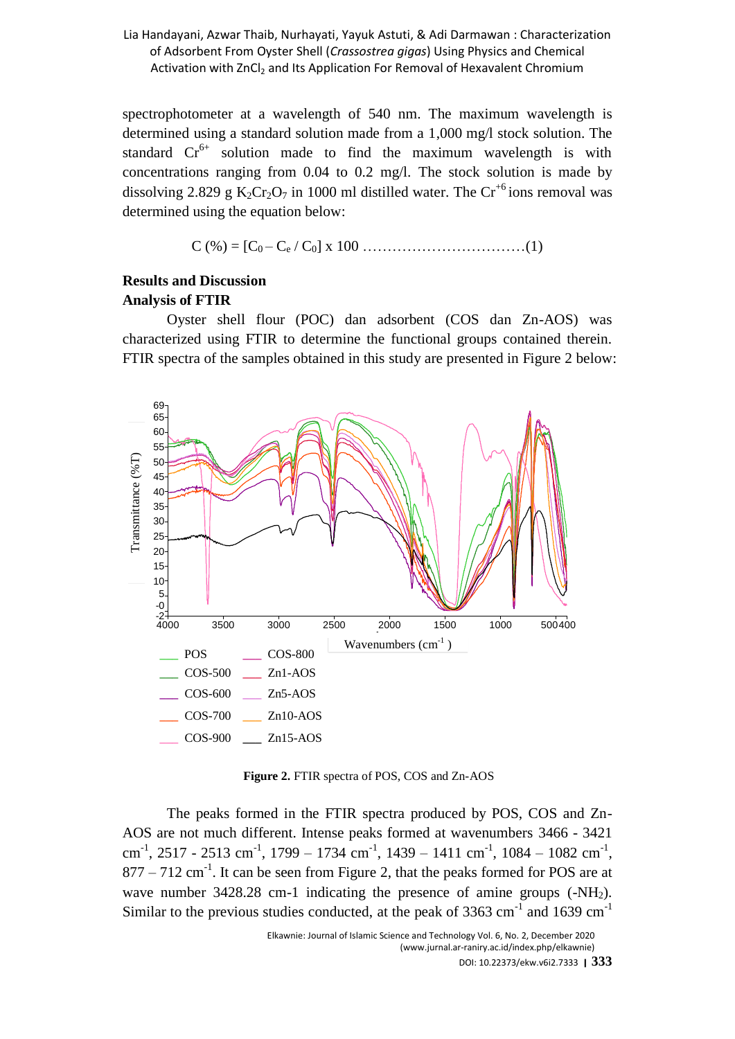spectrophotometer at a wavelength of 540 nm. The maximum wavelength is determined using a standard solution made from a 1,000 mg/l stock solution. The standard $Cr^{6+}$ solution made to find the maximum wavelength is with concentrations ranging from 0.04 to 0.2 mg/l. The stock solution is made by dissolving 2.829 g $K_2Cr_2O_7$ in 1000 ml distilled water. The $Cr^{+6}$ ions removal was determined using the equation below:

$$C\ (\%) = [C_0 - C_e / C_0] \times 100 \quad \ldots\ldots\ldots\ldots\ldots\ldots\ldots\ldots\ldots\ldots (1)$$

## Results and Discussion

### Analysis of FTIR

Oyster shell flour (POC) dan adsorbent (COS dan Zn-AOS) was characterized using FTIR to determine the functional groups contained therein. FTIR spectra of the samples obtained in this study are presented in Figure 2 below:

Transmittance (%T)
69
65
60
55
50
45
40
35
30
25
20
15
10
5
-0
-2
4000
3500
3000
2500
2000
1500
1000
500400
Wavenumbers ($cm^{-1}$)

POS
COS-500
COS-600
COS-700
COS-900
COS-800
Zn1-AOS
Zn5-AOS
Zn10-AOS
Zn15-AOS

**Figure 2.** FTIR spectra of POS, COS and Zn-AOS

The peaks formed in the FTIR spectra produced by POS, COS and Zn-AOS are not much different. Intense peaks formed at wavenumbers 3466 - 3421 $cm^{-1}$, 2517 - 2513 $cm^{-1}$, 1799 – 1734 $cm^{-1}$, 1439 – 1411 $cm^{-1}$, 1084 – 1082 $cm^{-1}$, 877 – 712 $cm^{-1}$. It can be seen from Figure 2, that the peaks formed for POS are at wave number 3428.28 cm-1 indicating the presence of amine groups ($-NH_2$). Similar to the previous studies conducted, at the peak of 3363 $cm^{-1}$ and 1639 $cm^{-1}$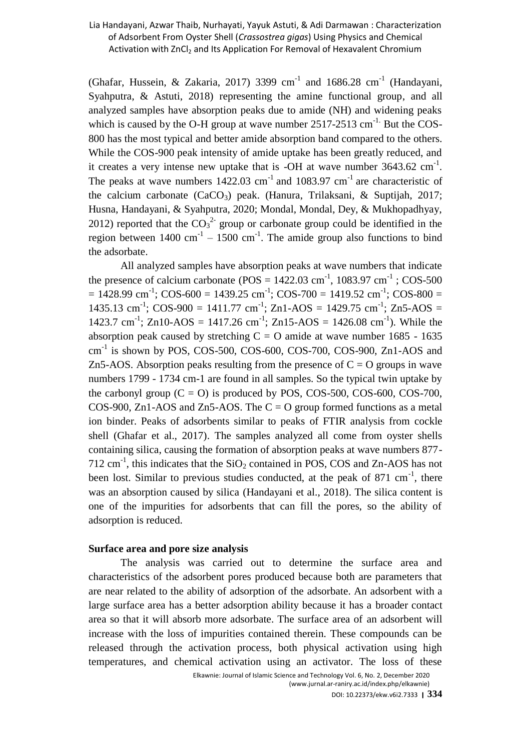(Ghafar, Hussein, & Zakaria, 2017) 3399 $cm^{-1}$ and 1686.28 $cm^{-1}$ (Handayani, Syahputra, & Astuti, 2018) representing the amine functional group, and all analyzed samples have absorption peaks due to amide (NH) and widening peaks which is caused by the O-H group at wave number 2517-2513 $cm^{-1.}$ But the COS-800 has the most typical and better amide absorption band compared to the others. While the COS-900 peak intensity of amide uptake has been greatly reduced, and it creates a very intense new uptake that is -OH at wave number 3643.62 $cm^{-1}$. The peaks at wave numbers 1422.03 $cm^{-1}$ and 1083.97 $cm^{-1}$ are characteristic of the calcium carbonate ($CaCO_3$) peak. (Hanura, Trilaksani, & Suptijah, 2017; Husna, Handayani, & Syahputra, 2020; Mondal, Mondal, Dey, & Mukhopadhyay, 2012) reported that the $CO_3^{2-}$ group or carbonate group could be identified in the region between 1400 $cm^{-1}$ – 1500 $cm^{-1}$. The amide group also functions to bind the adsorbate.

All analyzed samples have absorption peaks at wave numbers that indicate the presence of calcium carbonate (POS = 1422.03 $cm^{-1}$, 1083.97 $cm^{-1}$ ; COS-500 = 1428.99 $cm^{-1}$; COS-600 = 1439.25 $cm^{-1}$; COS-700 = 1419.52 $cm^{-1}$; COS-800 = 1435.13 $cm^{-1}$; COS-900 = 1411.77 $cm^{-1}$; Zn1-AOS = 1429.75 $cm^{-1}$; Zn5-AOS = 1423.7 $cm^{-1}$; Zn10-AOS = 1417.26 $cm^{-1}$; Zn15-AOS = 1426.08 $cm^{-1}$). While the absorption peak caused by stretching C = O amide at wave number 1685 - 1635 $cm^{-1}$ is shown by POS, COS-500, COS-600, COS-700, COS-900, Zn1-AOS and Zn5-AOS. Absorption peaks resulting from the presence of C = O groups in wave numbers 1799 - 1734 cm-1 are found in all samples. So the typical twin uptake by the carbonyl group (C = O) is produced by POS, COS-500, COS-600, COS-700, COS-900, Zn1-AOS and Zn5-AOS. The C = O group formed functions as a metal ion binder. Peaks of adsorbents similar to peaks of FTIR analysis from cockle shell (Ghafar et al., 2017). The samples analyzed all come from oyster shells containing silica, causing the formation of absorption peaks at wave numbers 877-712 $cm^{-1}$, this indicates that the $SiO_2$ contained in POS, COS and Zn-AOS has not been lost. Similar to previous studies conducted, at the peak of 871 $cm^{-1}$, there was an absorption caused by silica (Handayani et al., 2018). The silica content is one of the impurities for adsorbents that can fill the pores, so the ability of adsorption is reduced.

**Surface area and pore size analysis**

The analysis was carried out to determine the surface area and characteristics of the adsorbent pores produced because both are parameters that are near related to the ability of adsorption of the adsorbate. An adsorbent with a large surface area has a better adsorption ability because it has a broader contact area so that it will absorb more adsorbate. The surface area of an adsorbent will increase with the loss of impurities contained therein. These compounds can be released through the activation process, both physical activation using high temperatures, and chemical activation using an activator. The loss of these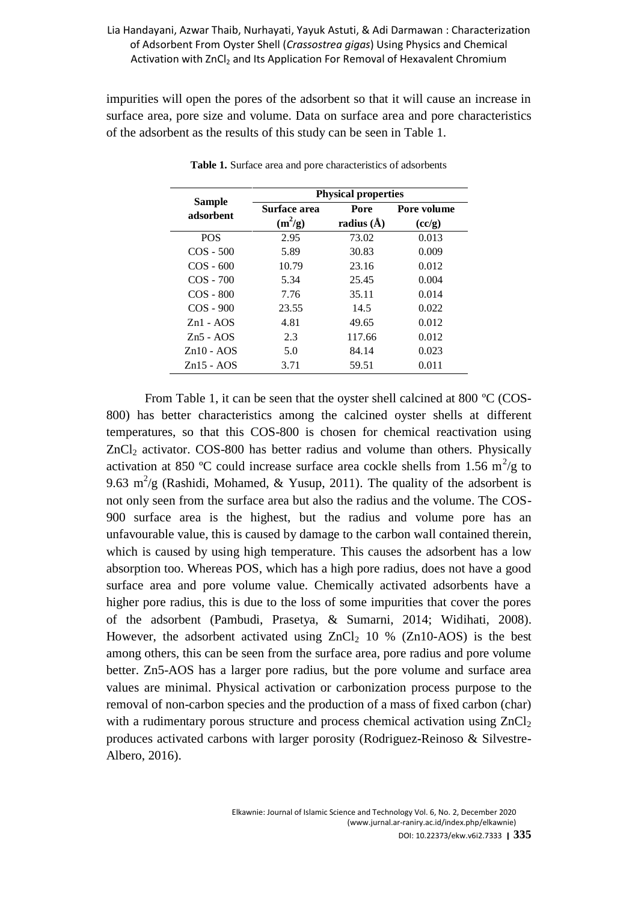impurities will open the pores of the adsorbent so that it will cause an increase in surface area, pore size and volume. Data on surface area and pore characteristics of the adsorbent as the results of this study can be seen in Table 1.

**Table 1.** Surface area and pore characteristics of adsorbents

| Sample adsorbent | Physical properties | | |
|---|---|---|---|
| | Surface area ($m^2/g$) | Pore radius (Å) | Pore volume (cc/g) |
| POS | 2.95 | 73.02 | 0.013 |
| COS - 500 | 5.89 | 30.83 | 0.009 |
| COS - 600 | 10.79 | 23.16 | 0.012 |
| COS - 700 | 5.34 | 25.45 | 0.004 |
| COS - 800 | 7.76 | 35.11 | 0.014 |
| COS - 900 | 23.55 | 14.5 | 0.022 |
| Zn1 - AOS | 4.81 | 49.65 | 0.012 |
| Zn5 - AOS | 2.3 | 117.66 | 0.012 |
| Zn10 - AOS | 5.0 | 84.14 | 0.023 |
| Zn15 - AOS | 3.71 | 59.51 | 0.011 |

From Table 1, it can be seen that the oyster shell calcined at 800 ºC (COS-800) has better characteristics among the calcined oyster shells at different temperatures, so that this COS-800 is chosen for chemical reactivation using $ZnCl_2$ activator. COS-800 has better radius and volume than others. Physically activation at 850 ºC could increase surface area cockle shells from 1.56 $m^2/g$ to 9.63 $m^2/g$ (Rashidi, Mohamed, & Yusup, 2011). The quality of the adsorbent is not only seen from the surface area but also the radius and the volume. The COS-900 surface area is the highest, but the radius and volume pore has an unfavourable value, this is caused by damage to the carbon wall contained therein, which is caused by using high temperature. This causes the adsorbent has a low absorption too. Whereas POS, which has a high pore radius, does not have a good surface area and pore volume value. Chemically activated adsorbents have a higher pore radius, this is due to the loss of some impurities that cover the pores of the adsorbent (Pambudi, Prasetya, & Sumarni, 2014; Widihati, 2008). However, the adsorbent activated using $ZnCl_2$ 10 % (Zn10-AOS) is the best among others, this can be seen from the surface area, pore radius and pore volume better. Zn5-AOS has a larger pore radius, but the pore volume and surface area values are minimal. Physical activation or carbonization process purpose to the removal of non-carbon species and the production of a mass of fixed carbon (char) with a rudimentary porous structure and process chemical activation using $ZnCl_2$ produces activated carbons with larger porosity (Rodriguez-Reinoso & Silvestre-Albero, 2016).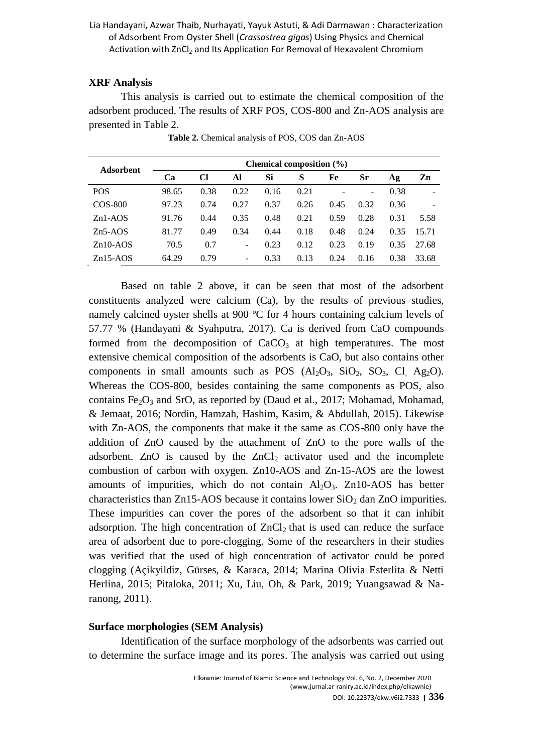## XRF Analysis

This analysis is carried out to estimate the chemical composition of the adsorbent produced. The results of XRF POS, COS-800 and Zn-AOS analysis are presented in Table 2.

**Table 2.** Chemical analysis of POS, COS dan Zn-AOS

| Adsorbent | Chemical composition (%) | | | | | | | | |
|---|---|---|---|---|---|---|---|---|---|
| | Ca | Cl | Al | Si | S | Fe | Sr | Ag | Zn |
| POS | 98.65 | 0.38 | 0.22 | 0.16 | 0.21 | - | - | 0.38 | - |
| COS-800 | 97.23 | 0.74 | 0.27 | 0.37 | 0.26 | 0.45 | 0.32 | 0.36 | - |
| Zn1-AOS | 91.76 | 0.44 | 0.35 | 0.48 | 0.21 | 0.59 | 0.28 | 0.31 | 5.58 |
| Zn5-AOS | 81.77 | 0.49 | 0.34 | 0.44 | 0.18 | 0.48 | 0.24 | 0.35 | 15.71 |
| Zn10-AOS | 70.5 | 0.7 | - | 0.23 | 0.12 | 0.23 | 0.19 | 0.35 | 27.68 |
| Zn15-AOS | 64.29 | 0.79 | - | 0.33 | 0.13 | 0.24 | 0.16 | 0.38 | 33.68 |

Based on table 2 above, it can be seen that most of the adsorbent constituents analyzed were calcium (Ca), by the results of previous studies, namely calcined oyster shells at 900 ºC for 4 hours containing calcium levels of 57.77 % (Handayani & Syahputra, 2017). Ca is derived from CaO compounds formed from the decomposition of $CaCO_3$ at high temperatures. The most extensive chemical composition of the adsorbents is CaO, but also contains other components in small amounts such as POS ($Al_2O_3$, $SiO_2$, $SO_3$, Cl, $Ag_2O$). Whereas the COS-800, besides containing the same components as POS, also contains $Fe_2O_3$ and SrO, as reported by (Daud et al., 2017; Mohamad, Mohamad, & Jemaat, 2016; Nordin, Hamzah, Hashim, Kasim, & Abdullah, 2015). Likewise with Zn-AOS, the components that make it the same as COS-800 only have the addition of ZnO caused by the attachment of ZnO to the pore walls of the adsorbent. ZnO is caused by the $ZnCl_2$ activator used and the incomplete combustion of carbon with oxygen. Zn10-AOS and Zn-15-AOS are the lowest amounts of impurities, which do not contain $Al_2O_3$. Zn10-AOS has better characteristics than Zn15-AOS because it contains lower $SiO_2$ dan ZnO impurities. These impurities can cover the pores of the adsorbent so that it can inhibit adsorption. The high concentration of $ZnCl_2$ that is used can reduce the surface area of adsorbent due to pore-clogging. Some of the researchers in their studies was verified that the used of high concentration of activator could be pored clogging (Açikyildiz, Gürses, & Karaca, 2014; Marina Olivia Esterlita & Netti Herlina, 2015; Pitaloka, 2011; Xu, Liu, Oh, & Park, 2019; Yuangsawad & Na-ranong, 2011).

## Surface morphologies (SEM Analysis)

Identification of the surface morphology of the adsorbents was carried out to determine the surface image and its pores. The analysis was carried out using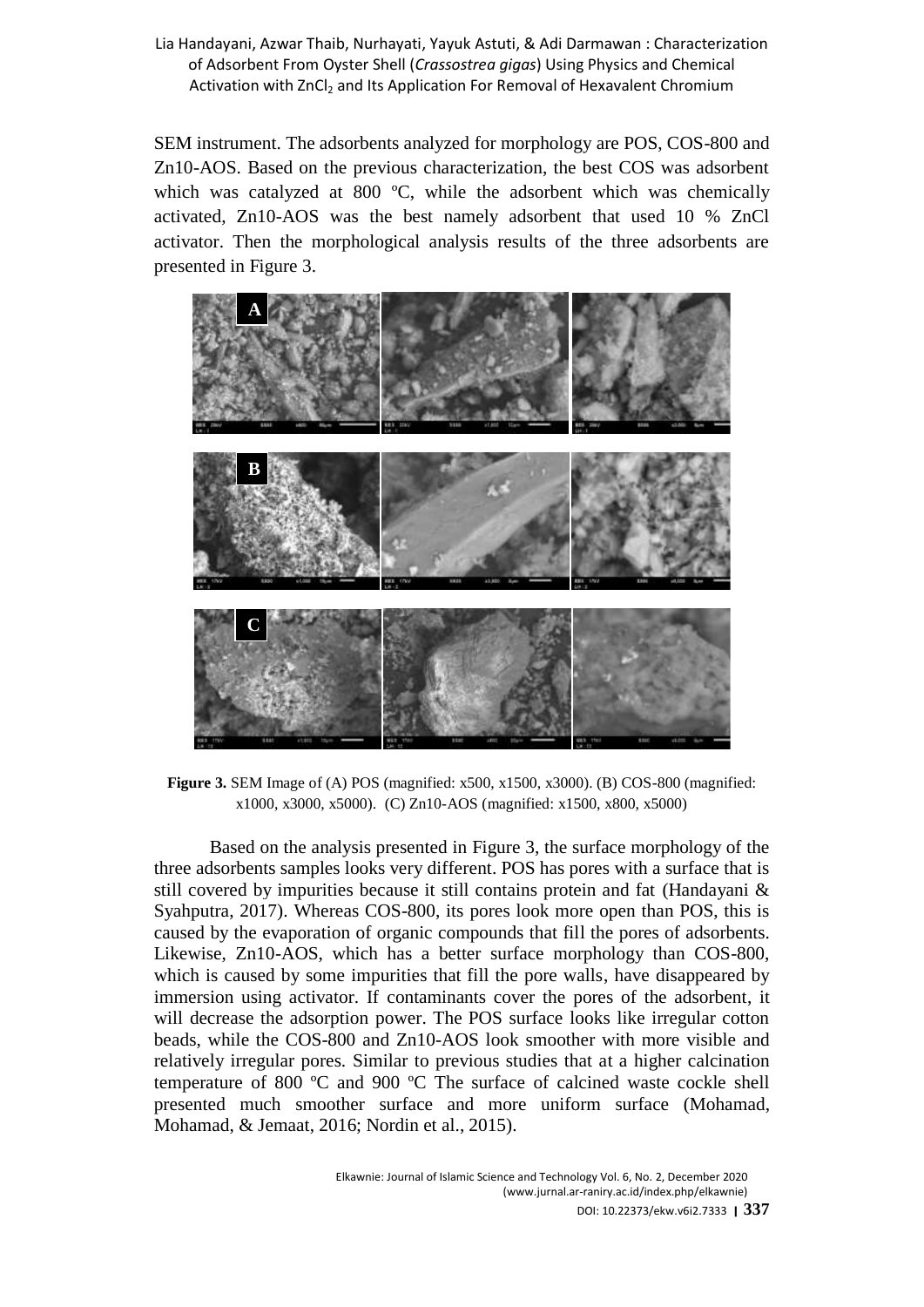SEM instrument. The adsorbents analyzed for morphology are POS, COS-800 and Zn10-AOS. Based on the previous characterization, the best COS was adsorbent which was catalyzed at 800 ºC, while the adsorbent which was chemically activated, Zn10-AOS was the best namely adsorbent that used 10 % ZnCl activator. Then the morphological analysis results of the three adsorbents are presented in Figure 3.

**Figure 3.** SEM Image of (A) POS (magnified: x500, x1500, x3000). (B) COS-800 (magnified: x1000, x3000, x5000). (C) Zn10-AOS (magnified: x1500, x800, x5000)

Based on the analysis presented in Figure 3, the surface morphology of the three adsorbents samples looks very different. POS has pores with a surface that is still covered by impurities because it still contains protein and fat (Handayani & Syahputra, 2017). Whereas COS-800, its pores look more open than POS, this is caused by the evaporation of organic compounds that fill the pores of adsorbents. Likewise, Zn10-AOS, which has a better surface morphology than COS-800, which is caused by some impurities that fill the pore walls, have disappeared by immersion using activator. If contaminants cover the pores of the adsorbent, it will decrease the adsorption power. The POS surface looks like irregular cotton beads, while the COS-800 and Zn10-AOS look smoother with more visible and relatively irregular pores. Similar to previous studies that at a higher calcination temperature of 800 ºC and 900 ºC The surface of calcined waste cockle shell presented much smoother surface and more uniform surface (Mohamad, Mohamad, & Jemaat, 2016; Nordin et al., 2015).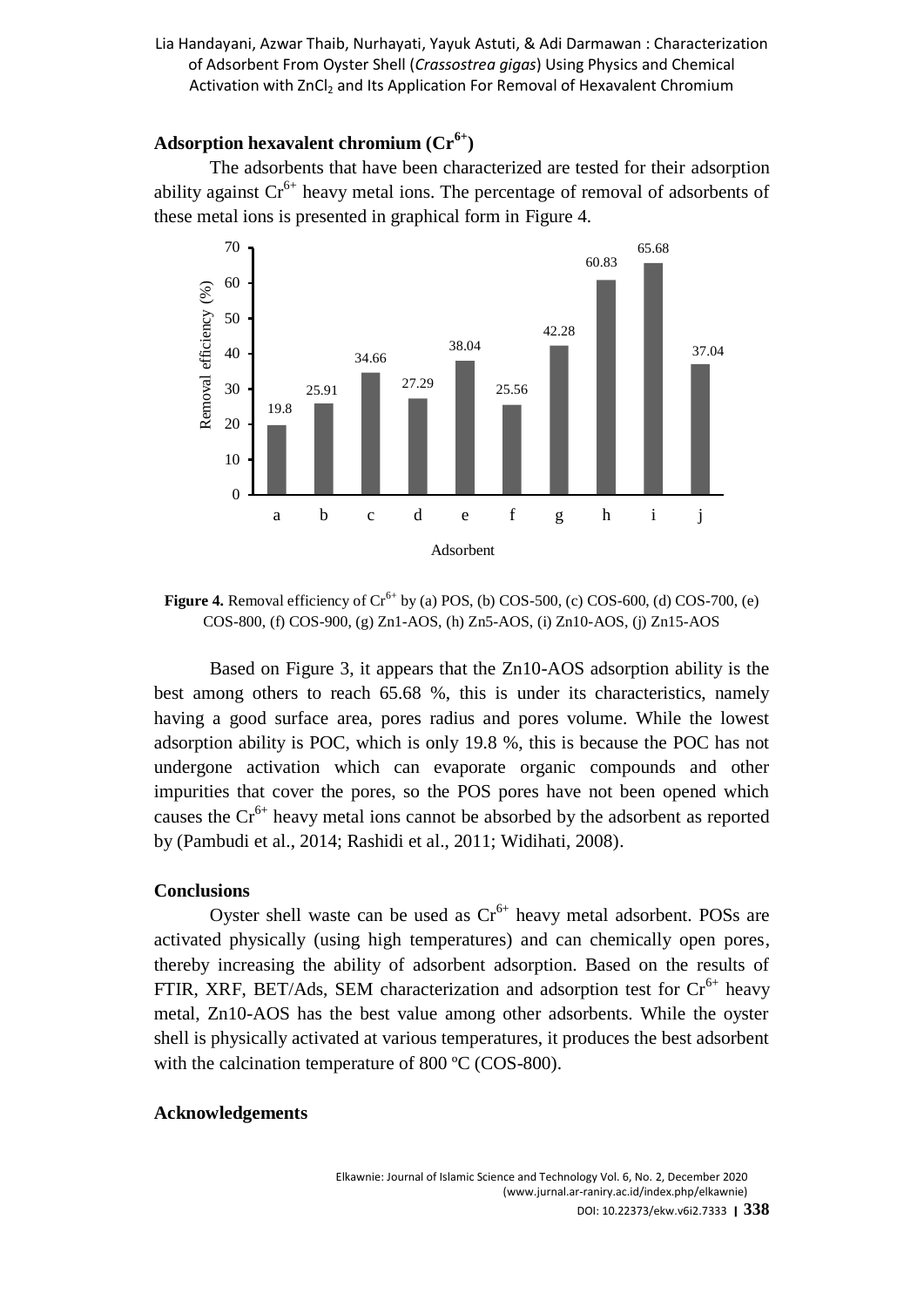## Adsorption hexavalent chromium ($Cr^{6+}$)

The adsorbents that have been characterized are tested for their adsorption ability against $Cr^{6+}$ heavy metal ions. The percentage of removal of adsorbents of these metal ions is presented in graphical form in Figure 4.

Removal efficiency (%)

0
10
20
30
40
50
60
70

19.8
25.91
34.66
27.29
38.04
25.56
42.28
60.83
65.68
37.04

a b c d e f g h i j

Adsorbent

**Figure 4.** Removal efficiency of $Cr^{6+}$ by (a) POS, (b) COS-500, (c) COS-600, (d) COS-700, (e) COS-800, (f) COS-900, (g) Zn1-AOS, (h) Zn5-AOS, (i) Zn10-AOS, (j) Zn15-AOS

Based on Figure 3, it appears that the Zn10-AOS adsorption ability is the best among others to reach 65.68 %, this is under its characteristics, namely having a good surface area, pores radius and pores volume. While the lowest adsorption ability is POC, which is only 19.8 %, this is because the POC has not undergone activation which can evaporate organic compounds and other impurities that cover the pores, so the POS pores have not been opened which causes the $Cr^{6+}$ heavy metal ions cannot be absorbed by the adsorbent as reported by (Pambudi et al., 2014; Rashidi et al., 2011; Widihati, 2008).

## Conclusions

Oyster shell waste can be used as $Cr^{6+}$ heavy metal adsorbent. POSs are activated physically (using high temperatures) and can chemically open pores, thereby increasing the ability of adsorbent adsorption. Based on the results of FTIR, XRF, BET/Ads, SEM characterization and adsorption test for $Cr^{6+}$ heavy metal, Zn10-AOS has the best value among other adsorbents. While the oyster shell is physically activated at various temperatures, it produces the best adsorbent with the calcination temperature of 800 ºC (COS-800).

## Acknowledgements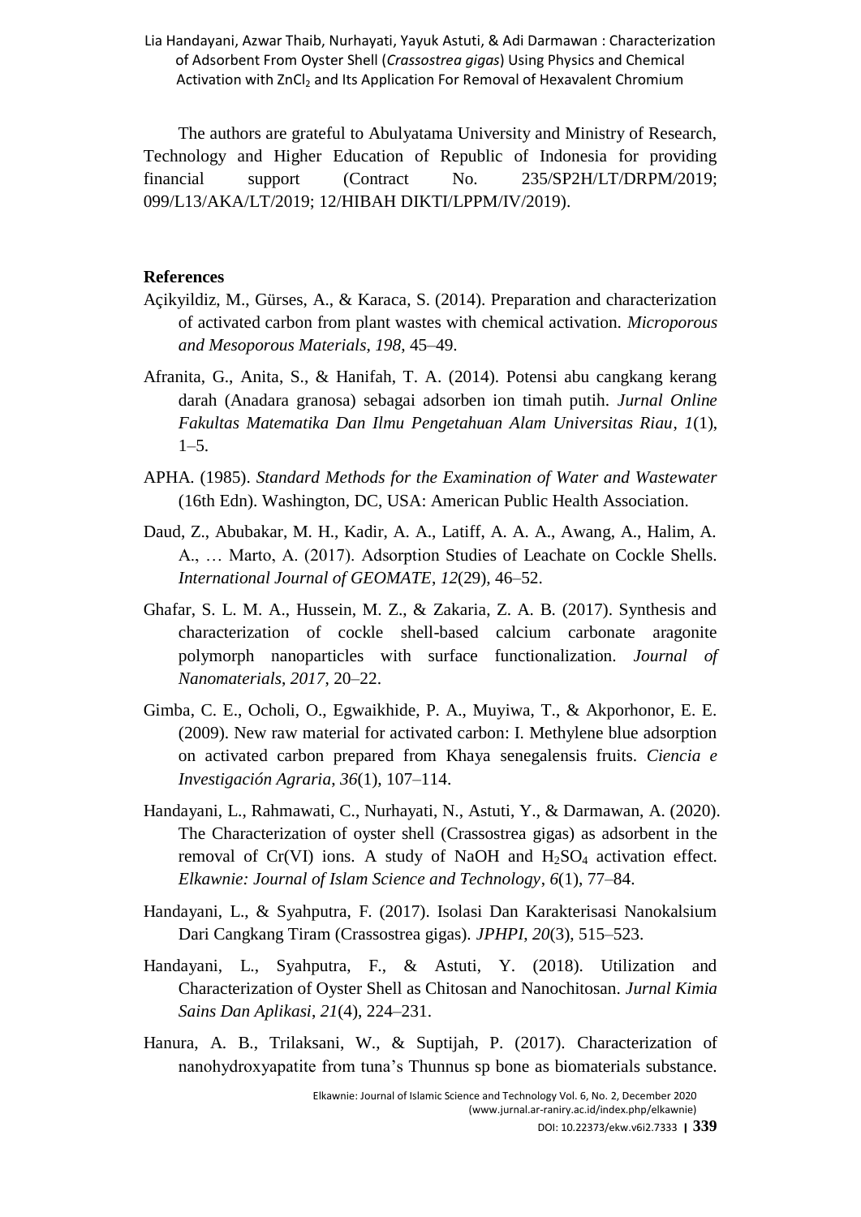The authors are grateful to Abulyatama University and Ministry of Research, Technology and Higher Education of Republic of Indonesia for providing financial support (Contract No. 235/SP2H/LT/DRPM/2019; 099/L13/AKA/LT/2019; 12/HIBAH DIKTI/LPPM/IV/2019).

## References

Açikyildiz, M., Gürses, A., & Karaca, S. (2014). Preparation and characterization of activated carbon from plant wastes with chemical activation. *Microporous and Mesoporous Materials*, *198*, 45–49.

Afranita, G., Anita, S., & Hanifah, T. A. (2014). Potensi abu cangkang kerang darah (Anadara granosa) sebagai adsorben ion timah putih. *Jurnal Online Fakultas Matematika Dan Ilmu Pengetahuan Alam Universitas Riau*, *1*(1), 1–5.

APHA. (1985). *Standard Methods for the Examination of Water and Wastewater* (16th Edn). Washington, DC, USA: American Public Health Association.

Daud, Z., Abubakar, M. H., Kadir, A. A., Latiff, A. A. A., Awang, A., Halim, A. A., … Marto, A. (2017). Adsorption Studies of Leachate on Cockle Shells. *International Journal of GEOMATE*, *12*(29), 46–52.

Ghafar, S. L. M. A., Hussein, M. Z., & Zakaria, Z. A. B. (2017). Synthesis and characterization of cockle shell-based calcium carbonate aragonite polymorph nanoparticles with surface functionalization. *Journal of Nanomaterials*, *2017*, 20–22.

Gimba, C. E., Ocholi, O., Egwaikhide, P. A., Muyiwa, T., & Akporhonor, E. E. (2009). New raw material for activated carbon: I. Methylene blue adsorption on activated carbon prepared from Khaya senegalensis fruits. *Ciencia e Investigación Agraria*, *36*(1), 107–114.

Handayani, L., Rahmawati, C., Nurhayati, N., Astuti, Y., & Darmawan, A. (2020). The Characterization of oyster shell (Crassostrea gigas) as adsorbent in the removal of Cr(VI) ions. A study of NaOH and $H_2SO_4$ activation effect. *Elkawnie: Journal of Islam Science and Technology*, *6*(1), 77–84.

Handayani, L., & Syahputra, F. (2017). Isolasi Dan Karakterisasi Nanokalsium Dari Cangkang Tiram (Crassostrea gigas). *JPHPI*, *20*(3), 515–523.

Handayani, L., Syahputra, F., & Astuti, Y. (2018). Utilization and Characterization of Oyster Shell as Chitosan and Nanochitosan. *Jurnal Kimia Sains Dan Aplikasi*, *21*(4), 224–231.

Hanura, A. B., Trilaksani, W., & Suptijah, P. (2017). Characterization of nanohydroxyapatite from tuna's Thunnus sp bone as biomaterials substance.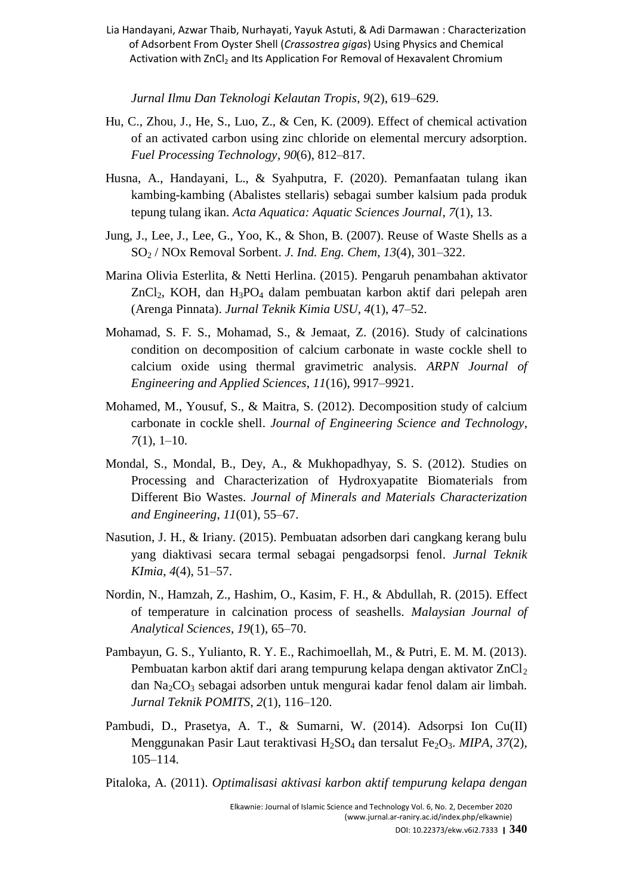*Jurnal Ilmu Dan Teknologi Kelautan Tropis*, *9*(2), 619–629.

Hu, C., Zhou, J., He, S., Luo, Z., & Cen, K. (2009). Effect of chemical activation of an activated carbon using zinc chloride on elemental mercury adsorption. *Fuel Processing Technology*, *90*(6), 812–817.

Husna, A., Handayani, L., & Syahputra, F. (2020). Pemanfaatan tulang ikan kambing-kambing (Abalistes stellaris) sebagai sumber kalsium pada produk tepung tulang ikan. *Acta Aquatica: Aquatic Sciences Journal*, *7*(1), 13.

Jung, J., Lee, J., Lee, G., Yoo, K., & Shon, B. (2007). Reuse of Waste Shells as a $SO_2$ / NOx Removal Sorbent. *J. Ind. Eng. Chem*, *13*(4), 301–322.

Marina Olivia Esterlita, & Netti Herlina. (2015). Pengaruh penambahan aktivator $ZnCl_2$, KOH, dan $H_3PO_4$ dalam pembuatan karbon aktif dari pelepah aren (Arenga Pinnata). *Jurnal Teknik Kimia USU*, *4*(1), 47–52.

Mohamad, S. F. S., Mohamad, S., & Jemaat, Z. (2016). Study of calcinations condition on decomposition of calcium carbonate in waste cockle shell to calcium oxide using thermal gravimetric analysis. *ARPN Journal of Engineering and Applied Sciences*, *11*(16), 9917–9921.

Mohamed, M., Yousuf, S., & Maitra, S. (2012). Decomposition study of calcium carbonate in cockle shell. *Journal of Engineering Science and Technology*, *7*(1), 1–10.

Mondal, S., Mondal, B., Dey, A., & Mukhopadhyay, S. S. (2012). Studies on Processing and Characterization of Hydroxyapatite Biomaterials from Different Bio Wastes. *Journal of Minerals and Materials Characterization and Engineering*, *11*(01), 55–67.

Nasution, J. H., & Iriany. (2015). Pembuatan adsorben dari cangkang kerang bulu yang diaktivasi secara termal sebagai pengadsorpsi fenol. *Jurnal Teknik KImia*, *4*(4), 51–57.

Nordin, N., Hamzah, Z., Hashim, O., Kasim, F. H., & Abdullah, R. (2015). Effect of temperature in calcination process of seashells. *Malaysian Journal of Analytical Sciences*, *19*(1), 65–70.

Pambayun, G. S., Yulianto, R. Y. E., Rachimoellah, M., & Putri, E. M. M. (2013). Pembuatan karbon aktif dari arang tempurung kelapa dengan aktivator $ZnCl_2$ dan $Na_2CO_3$ sebagai adsorben untuk mengurai kadar fenol dalam air limbah. *Jurnal Teknik POMITS*, *2*(1), 116–120.

Pambudi, D., Prasetya, A. T., & Sumarni, W. (2014). Adsorpsi Ion Cu(II) Menggunakan Pasir Laut teraktivasi $H_2SO_4$ dan tersalut $Fe_2O_3$. *MIPA*, *37*(2), 105–114.

Pitaloka, A. (2011). *Optimalisasi aktivasi karbon aktif tempurung kelapa dengan*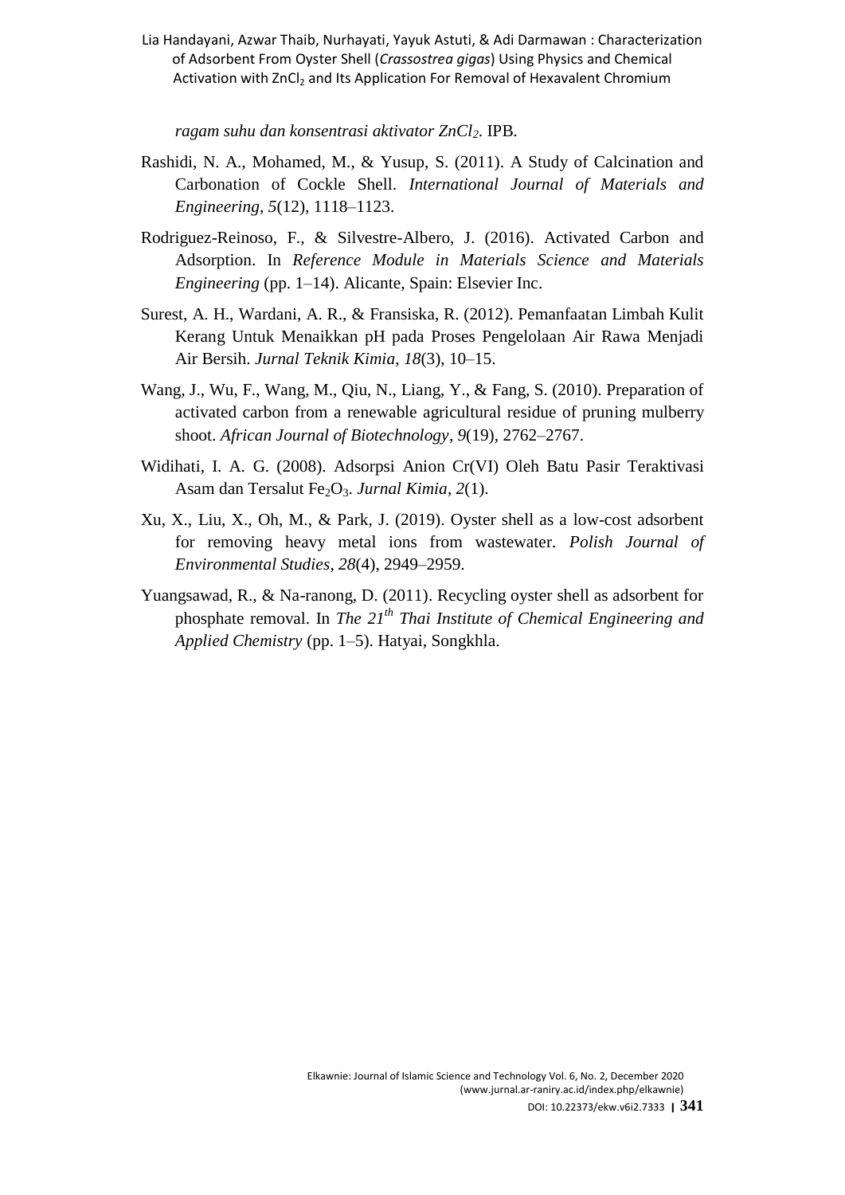*ragam suhu dan konsentrasi aktivator $ZnCl_2$*. IPB.

Rashidi, N. A., Mohamed, M., & Yusup, S. (2011). A Study of Calcination and Carbonation of Cockle Shell. *International Journal of Materials and Engineering*, *5*(12), 1118–1123.

Rodriguez-Reinoso, F., & Silvestre-Albero, J. (2016). Activated Carbon and Adsorption. In *Reference Module in Materials Science and Materials Engineering* (pp. 1–14). Alicante, Spain: Elsevier Inc.

Surest, A. H., Wardani, A. R., & Fransiska, R. (2012). Pemanfaatan Limbah Kulit Kerang Untuk Menaikkan pH pada Proses Pengelolaan Air Rawa Menjadi Air Bersih. *Jurnal Teknik Kimia*, *18*(3), 10–15.

Wang, J., Wu, F., Wang, M., Qiu, N., Liang, Y., & Fang, S. (2010). Preparation of activated carbon from a renewable agricultural residue of pruning mulberry shoot. *African Journal of Biotechnology*, *9*(19), 2762–2767.

Widihati, I. A. G. (2008). Adsorpsi Anion Cr(VI) Oleh Batu Pasir Teraktivasi Asam dan Tersalut $Fe_2O_3$. *Jurnal Kimia*, *2*(1).

Xu, X., Liu, X., Oh, M., & Park, J. (2019). Oyster shell as a low-cost adsorbent for removing heavy metal ions from wastewater. *Polish Journal of Environmental Studies*, *28*(4), 2949–2959.

Yuangsawad, R., & Na-ranong, D. (2011). Recycling oyster shell as adsorbent for phosphate removal. In *The 21$^{th}$ Thai Institute of Chemical Engineering and Applied Chemistry* (pp. 1–5). Hatyai, Songkhla.